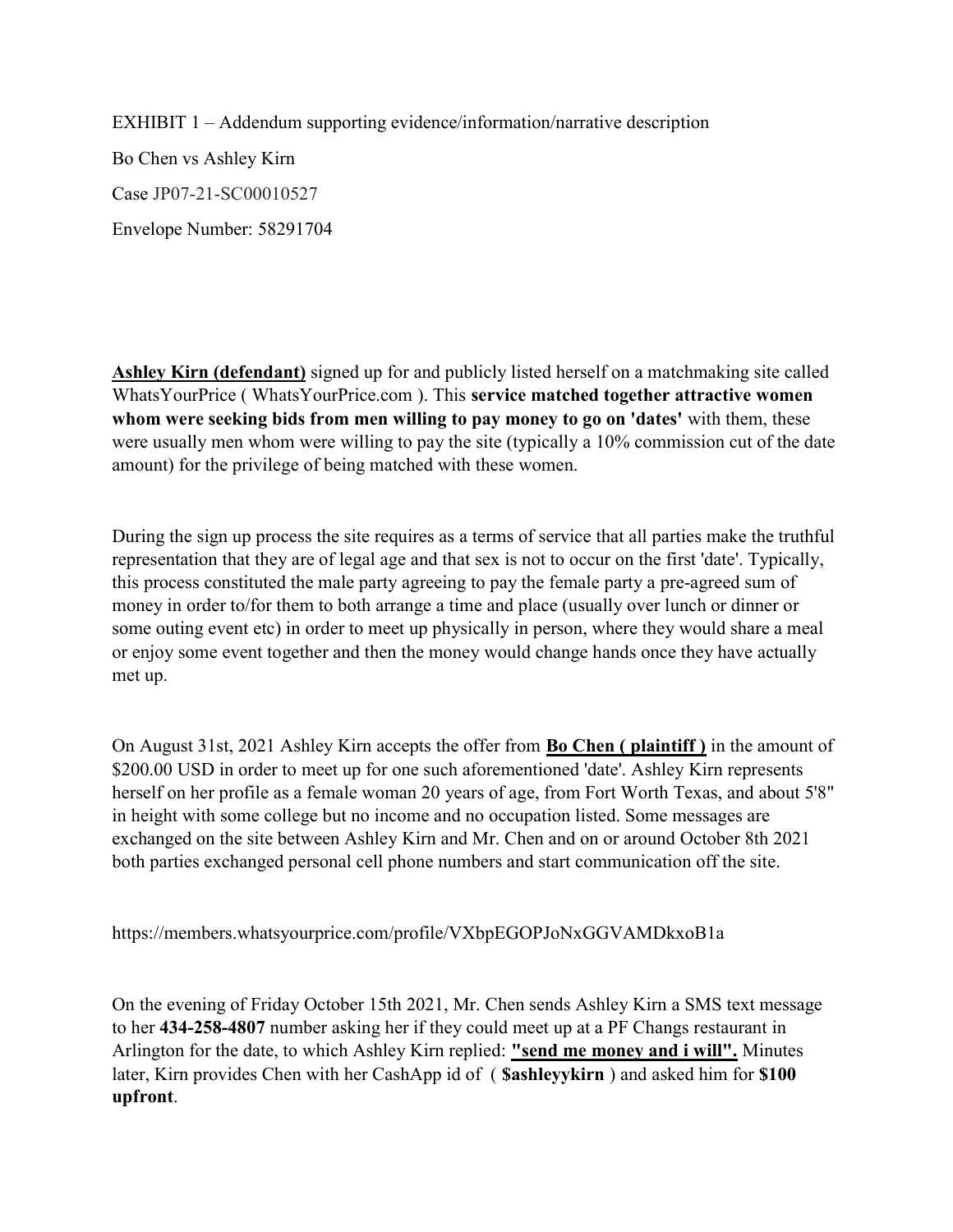EXHIBIT 1 – Addendum supporting evidence/information/narrative description

Bo Chen vs Ashley Kirn

Case JP07-21-SC00010527

Envelope Number: 58291704

**Ashley Kirn (defendant)** signed up for and publicly listed herself on a matchmaking site called WhatsYourPrice ( WhatsYourPrice.com ). This **service matched together attractive women whom were seeking bids from men willing to pay money to go on 'dates'** with them, these were usually men whom were willing to pay the site (typically a 10% commission cut of the date amount) for the privilege of being matched with these women.

During the sign up process the site requires as a terms of service that all parties make the truthful representation that they are of legal age and that sex is not to occur on the first 'date'. Typically, this process constituted the male party agreeing to pay the female party a pre-agreed sum of money in order to/for them to both arrange a time and place (usually over lunch or dinner or some outing event etc) in order to meet up physically in person, where they would share a meal or enjoy some event together and then the money would change hands once they have actually met up.

On August 31st, 2021 Ashley Kirn accepts the offer from **Bo Chen ( plaintiff )** in the amount of $200.00 USD in order to meet up for one such aforementioned 'date'. Ashley Kirn represents herself on her profile as a female woman 20 years of age, from Fort Worth Texas, and about 5'8" in height with some college but no income and no occupation listed. Some messages are exchanged on the site between Ashley Kirn and Mr. Chen and on or around October 8th 2021 both parties exchanged personal cell phone numbers and start communication off the site.

https://members.whatsyourprice.com/profile/VXbpEGOPJoNxGGVAMDkxoB1a

On the evening of Friday October 15th 2021, Mr. Chen sends Ashley Kirn a SMS text message to her **434-258-4807** number asking her if they could meet up at a PF Changs restaurant in Arlington for the date, to which Ashley Kirn replied: **"send me money and i will".** Minutes later, Kirn provides Chen with her CashApp id of ( **$ashleyykirn** ) and asked him for **$100 upfront**.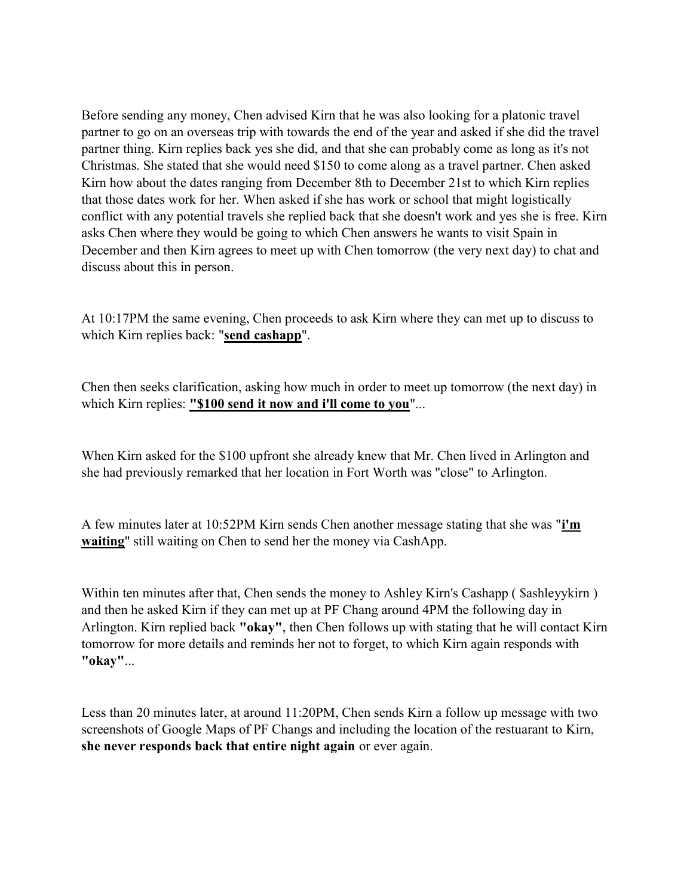Before sending any money, Chen advised Kirn that he was also looking for a platonic travel partner to go on an overseas trip with towards the end of the year and asked if she did the travel partner thing. Kirn replies back yes she did, and that she can probably come as long as it's not Christmas. She stated that she would need $150 to come along as a travel partner. Chen asked Kirn how about the dates ranging from December 8th to December 21st to which Kirn replies that those dates work for her. When asked if she has work or school that might logistically conflict with any potential travels she replied back that she doesn't work and yes she is free. Kirn asks Chen where they would be going to which Chen answers he wants to visit Spain in December and then Kirn agrees to meet up with Chen tomorrow (the very next day) to chat and discuss about this in person.

At 10:17PM the same evening, Chen proceeds to ask Kirn where they can met up to discuss to which Kirn replies back: "**send cashapp**".

Chen then seeks clarification, asking how much in order to meet up tomorrow (the next day) in which Kirn replies: **"$100 send it now and i'll come to you**"...

When Kirn asked for the $100 upfront she already knew that Mr. Chen lived in Arlington and she had previously remarked that her location in Fort Worth was "close" to Arlington.

A few minutes later at 10:52PM Kirn sends Chen another message stating that she was "**i'm waiting**" still waiting on Chen to send her the money via CashApp.

Within ten minutes after that, Chen sends the money to Ashley Kirn's Cashapp ( $ashleyykirn ) and then he asked Kirn if they can met up at PF Chang around 4PM the following day in Arlington. Kirn replied back **"okay"**, then Chen follows up with stating that he will contact Kirn tomorrow for more details and reminds her not to forget, to which Kirn again responds with **"okay"**...

Less than 20 minutes later, at around 11:20PM, Chen sends Kirn a follow up message with two screenshots of Google Maps of PF Changs and including the location of the restuarant to Kirn, **she never responds back that entire night again** or ever again.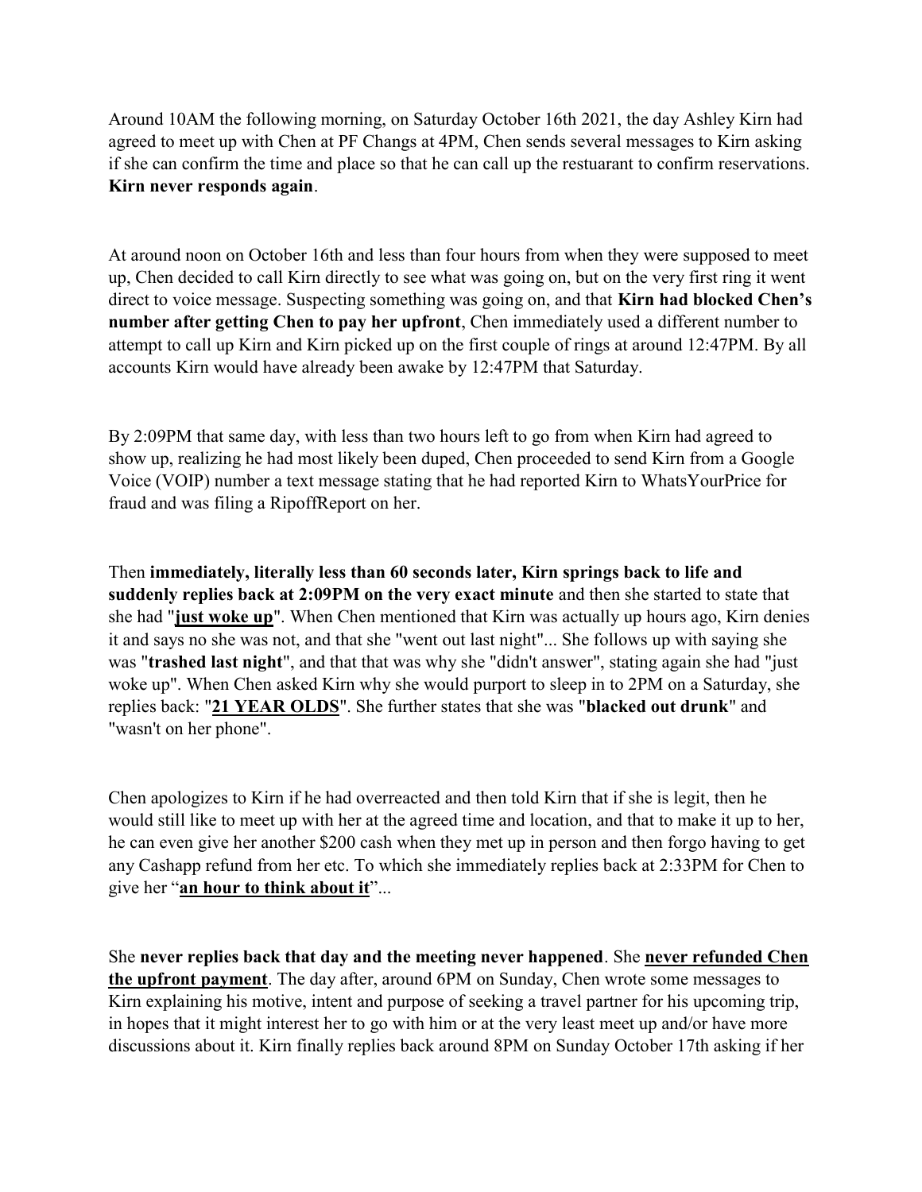Around 10AM the following morning, on Saturday October 16th 2021, the day Ashley Kirn had agreed to meet up with Chen at PF Changs at 4PM, Chen sends several messages to Kirn asking if she can confirm the time and place so that he can call up the restuarant to confirm reservations. **Kirn never responds again**.

At around noon on October 16th and less than four hours from when they were supposed to meet up, Chen decided to call Kirn directly to see what was going on, but on the very first ring it went direct to voice message. Suspecting something was going on, and that **Kirn had blocked Chen's number after getting Chen to pay her upfront**, Chen immediately used a different number to attempt to call up Kirn and Kirn picked up on the first couple of rings at around 12:47PM. By all accounts Kirn would have already been awake by 12:47PM that Saturday.

By 2:09PM that same day, with less than two hours left to go from when Kirn had agreed to show up, realizing he had most likely been duped, Chen proceeded to send Kirn from a Google Voice (VOIP) number a text message stating that he had reported Kirn to WhatsYourPrice for fraud and was filing a RipoffReport on her.

Then **immediately, literally less than 60 seconds later, Kirn springs back to life and suddenly replies back at 2:09PM on the very exact minute** and then she started to state that she had "**<u>just woke up</u>**". When Chen mentioned that Kirn was actually up hours ago, Kirn denies it and says no she was not, and that she "went out last night"... She follows up with saying she was "**trashed last night**", and that that was why she "didn't answer", stating again she had "just woke up". When Chen asked Kirn why she would purport to sleep in to 2PM on a Saturday, she replies back: "**<u>21 YEAR OLDS</u>**". She further states that she was "**blacked out drunk**" and "wasn't on her phone".

Chen apologizes to Kirn if he had overreacted and then told Kirn that if she is legit, then he would still like to meet up with her at the agreed time and location, and that to make it up to her, he can even give her another $200 cash when they met up in person and then forgo having to get any Cashapp refund from her etc. To which she immediately replies back at 2:33PM for Chen to give her "**<u>an hour to think about it</u>**"...

She **never replies back that day and the meeting never happened**. She **<u>never refunded Chen the upfront payment</u>**. The day after, around 6PM on Sunday, Chen wrote some messages to Kirn explaining his motive, intent and purpose of seeking a travel partner for his upcoming trip, in hopes that it might interest her to go with him or at the very least meet up and/or have more discussions about it. Kirn finally replies back around 8PM on Sunday October 17th asking if her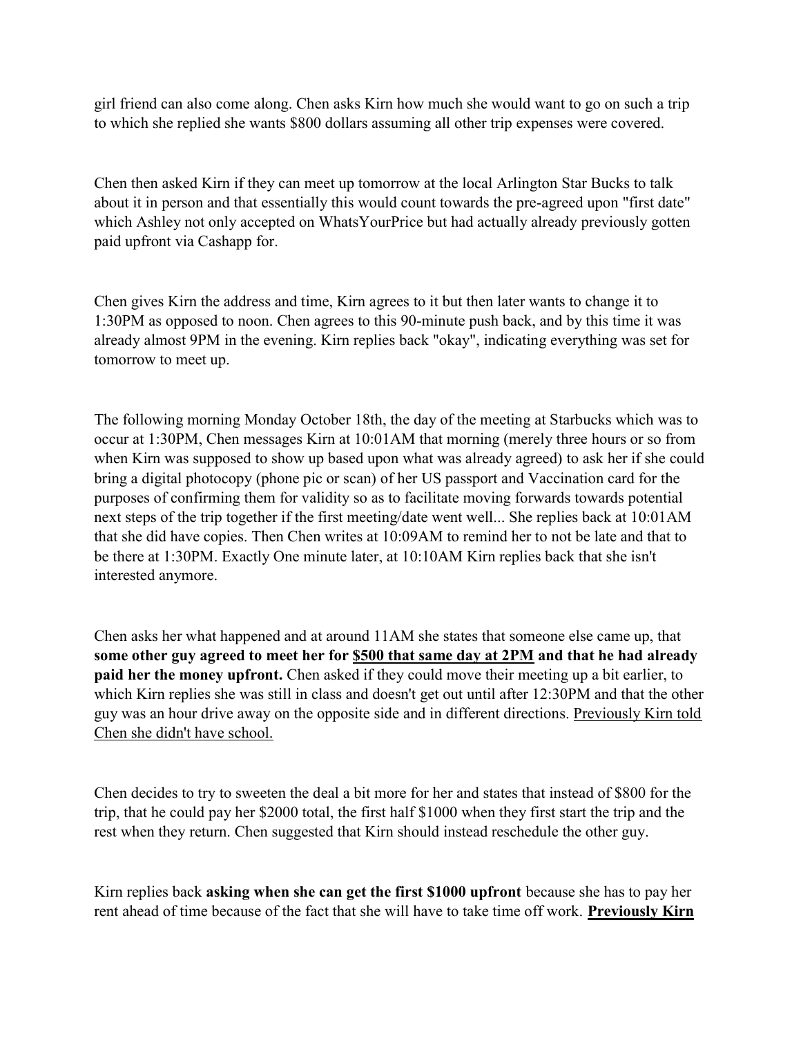girl friend can also come along. Chen asks Kirn how much she would want to go on such a trip to which she replied she wants $800 dollars assuming all other trip expenses were covered.

Chen then asked Kirn if they can meet up tomorrow at the local Arlington Star Bucks to talk about it in person and that essentially this would count towards the pre-agreed upon "first date" which Ashley not only accepted on WhatsYourPrice but had actually already previously gotten paid upfront via Cashapp for.

Chen gives Kirn the address and time, Kirn agrees to it but then later wants to change it to 1:30PM as opposed to noon. Chen agrees to this 90-minute push back, and by this time it was already almost 9PM in the evening. Kirn replies back "okay", indicating everything was set for tomorrow to meet up.

The following morning Monday October 18th, the day of the meeting at Starbucks which was to occur at 1:30PM, Chen messages Kirn at 10:01AM that morning (merely three hours or so from when Kirn was supposed to show up based upon what was already agreed) to ask her if she could bring a digital photocopy (phone pic or scan) of her US passport and Vaccination card for the purposes of confirming them for validity so as to facilitate moving forwards towards potential next steps of the trip together if the first meeting/date went well... She replies back at 10:01AM that she did have copies. Then Chen writes at 10:09AM to remind her to not be late and that to be there at 1:30PM. Exactly One minute later, at 10:10AM Kirn replies back that she isn't interested anymore.

Chen asks her what happened and at around 11AM she states that someone else came up, that **some other guy agreed to meet her for <u>$500 that same day at 2PM</u> and that he had already paid her the money upfront.** Chen asked if they could move their meeting up a bit earlier, to which Kirn replies she was still in class and doesn't get out until after 12:30PM and that the other guy was an hour drive away on the opposite side and in different directions. <u>Previously Kirn told Chen she didn't have school.</u>

Chen decides to try to sweeten the deal a bit more for her and states that instead of $800 for the trip, that he could pay her $2000 total, the first half $1000 when they first start the trip and the rest when they return. Chen suggested that Kirn should instead reschedule the other guy.

Kirn replies back **asking when she can get the first $1000 upfront** because she has to pay her rent ahead of time because of the fact that she will have to take time off work. **<u>Previously Kirn</u>**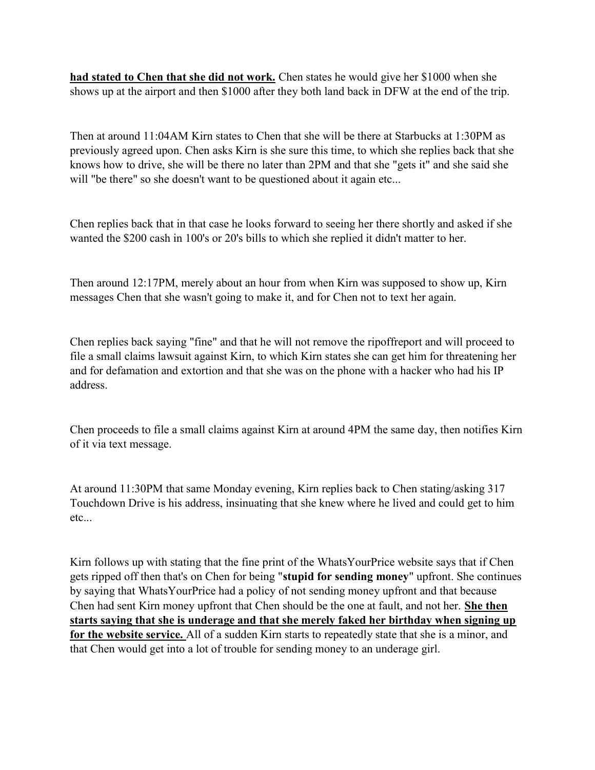**had stated to Chen that she did not work.** Chen states he would give her $1000 when she shows up at the airport and then $1000 after they both land back in DFW at the end of the trip.

Then at around 11:04AM Kirn states to Chen that she will be there at Starbucks at 1:30PM as previously agreed upon. Chen asks Kirn is she sure this time, to which she replies back that she knows how to drive, she will be there no later than 2PM and that she "gets it" and she said she will "be there" so she doesn't want to be questioned about it again etc...

Chen replies back that in that case he looks forward to seeing her there shortly and asked if she wanted the $200 cash in 100's or 20's bills to which she replied it didn't matter to her.

Then around 12:17PM, merely about an hour from when Kirn was supposed to show up, Kirn messages Chen that she wasn't going to make it, and for Chen not to text her again.

Chen replies back saying "fine" and that he will not remove the ripoffreport and will proceed to file a small claims lawsuit against Kirn, to which Kirn states she can get him for threatening her and for defamation and extortion and that she was on the phone with a hacker who had his IP address.

Chen proceeds to file a small claims against Kirn at around 4PM the same day, then notifies Kirn of it via text message.

At around 11:30PM that same Monday evening, Kirn replies back to Chen stating/asking 317 Touchdown Drive is his address, insinuating that she knew where he lived and could get to him etc...

Kirn follows up with stating that the fine print of the WhatsYourPrice website says that if Chen gets ripped off then that's on Chen for being "**stupid for sending money**" upfront. She continues by saying that WhatsYourPrice had a policy of not sending money upfront and that because Chen had sent Kirn money upfront that Chen should be the one at fault, and not her. **She then starts saying that she is underage and that she merely faked her birthday when signing up for the website service.** All of a sudden Kirn starts to repeatedly state that she is a minor, and that Chen would get into a lot of trouble for sending money to an underage girl.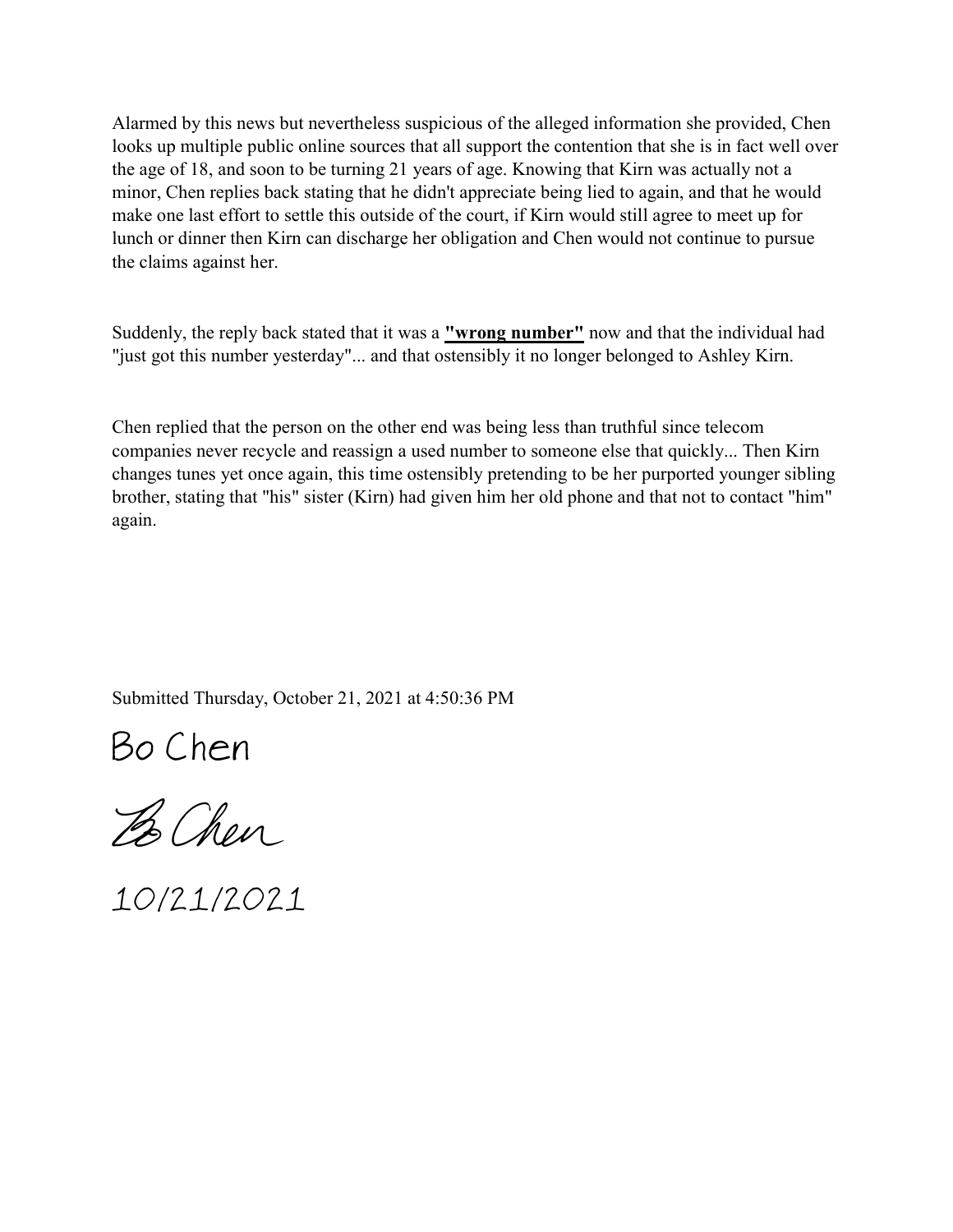Alarmed by this news but nevertheless suspicious of the alleged information she provided, Chen looks up multiple public online sources that all support the contention that she is in fact well over the age of 18, and soon to be turning 21 years of age. Knowing that Kirn was actually not a minor, Chen replies back stating that he didn't appreciate being lied to again, and that he would make one last effort to settle this outside of the court, if Kirn would still agree to meet up for lunch or dinner then Kirn can discharge her obligation and Chen would not continue to pursue the claims against her.

Suddenly, the reply back stated that it was a **"wrong number"** now and that the individual had "just got this number yesterday"... and that ostensibly it no longer belonged to Ashley Kirn.

Chen replied that the person on the other end was being less than truthful since telecom companies never recycle and reassign a used number to someone else that quickly... Then Kirn changes tunes yet once again, this time ostensibly pretending to be her purported younger sibling brother, stating that "his" sister (Kirn) had given him her old phone and that not to contact "him" again.

Submitted Thursday, October 21, 2021 at 4:50:36 PM

Bo Chen

Bo Chen

10/21/2021